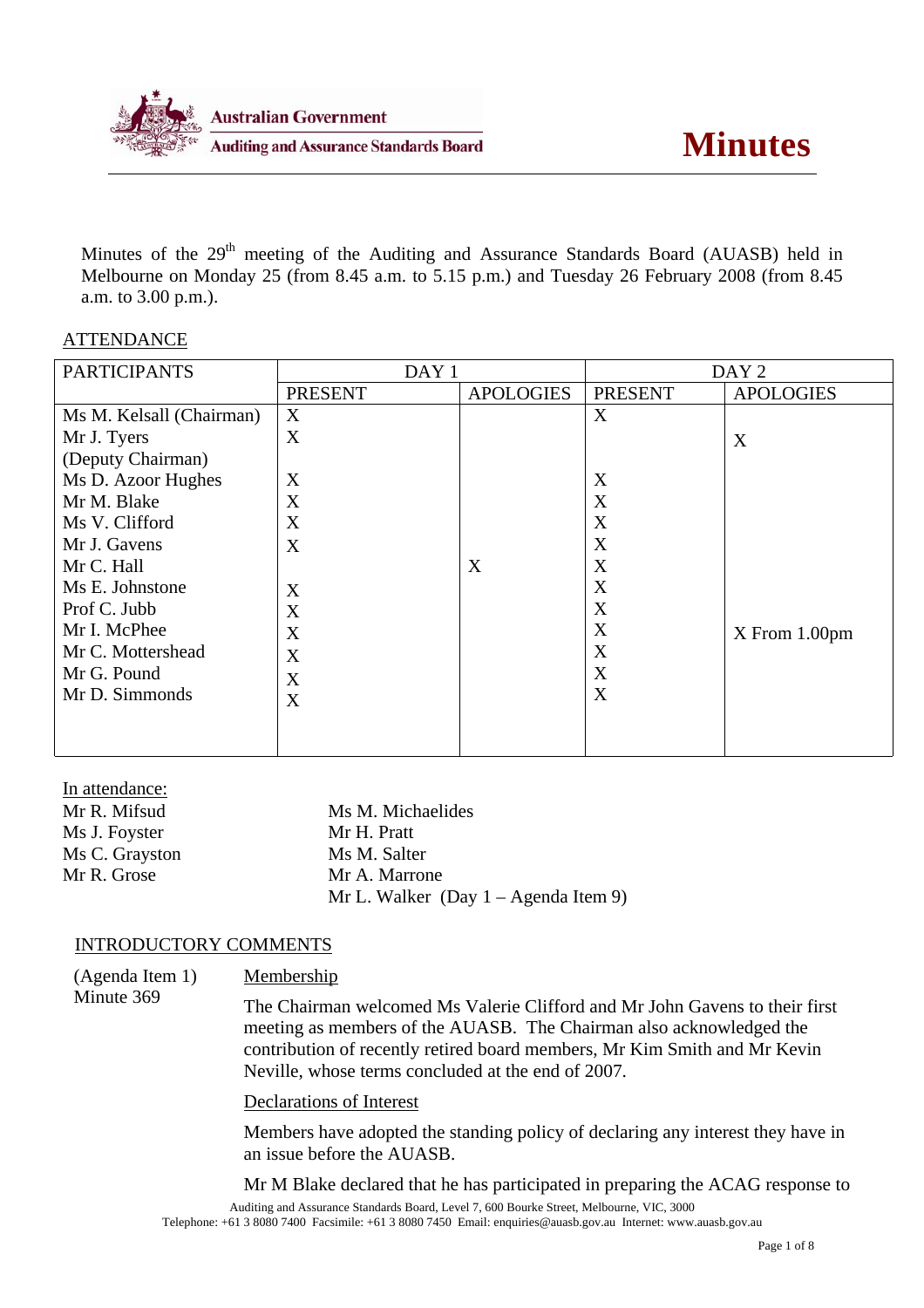Australian Government
Auditing and Assurance Standards Board

# Minutes

Minutes of the 29th meeting of the Auditing and Assurance Standards Board (AUASB) held in Melbourne on Monday 25 (from 8.45 a.m. to 5.15 p.m.) and Tuesday 26 February 2008 (from 8.45 a.m. to 3.00 p.m.).

## ATTENDANCE

| PARTICIPANTS | DAY 1 | | DAY 2 | |
|---|---|---|---|---|
| | PRESENT | APOLOGIES | PRESENT | APOLOGIES |
| Ms M. Kelsall (Chairman) | X | | X | |
| Mr J. Tyers (Deputy Chairman) | X | | | X |
| Ms D. Azoor Hughes | X | | X | |
| Mr M. Blake | X | | X | |
| Ms V. Clifford | X | | X | |
| Mr J. Gavens | X | | X | |
| Mr C. Hall | | X | X | |
| Ms E. Johnstone | X | | X | |
| Prof C. Jubb | X | | X | |
| Mr I. McPhee | X | | X | X From 1.00pm |
| Mr C. Mottershead | X | | X | |
| Mr G. Pound | X | | X | |
| Mr D. Simmonds | X | | X | |

In attendance:

Mr R. Mifsud
Ms J. Foyster
Ms C. Grayston
Mr R. Grose
Ms M. Michaelides
Mr H. Pratt
Ms M. Salter
Mr A. Marrone
Mr L. Walker (Day 1 – Agenda Item 9)

## INTRODUCTORY COMMENTS

(Agenda Item 1)
Minute 369

Membership

The Chairman welcomed Ms Valerie Clifford and Mr John Gavens to their first meeting as members of the AUASB. The Chairman also acknowledged the contribution of recently retired board members, Mr Kim Smith and Mr Kevin Neville, whose terms concluded at the end of 2007.

Declarations of Interest

Members have adopted the standing policy of declaring any interest they have in an issue before the AUASB.

Mr M Blake declared that he has participated in preparing the ACAG response to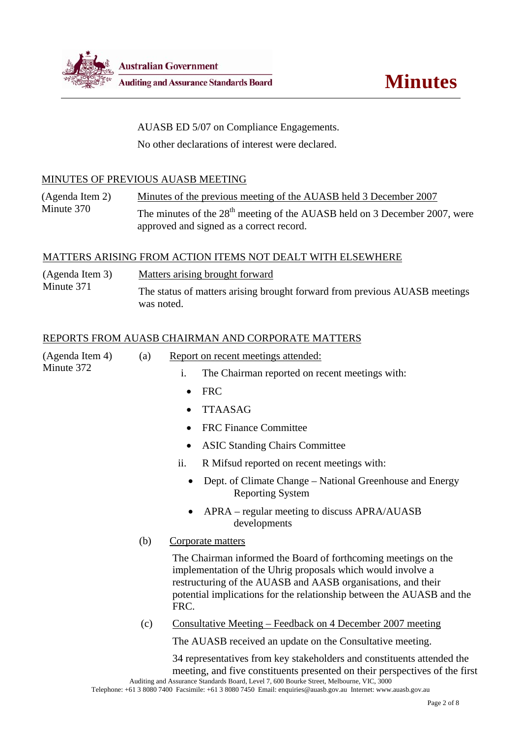AUASB ED 5/07 on Compliance Engagements.

No other declarations of interest were declared.

## MINUTES OF PREVIOUS AUASB MEETING

(Agenda Item 2)
Minute 370

Minutes of the previous meeting of the AUASB held 3 December 2007

The minutes of the 28th meeting of the AUASB held on 3 December 2007, were approved and signed as a correct record.

## MATTERS ARISING FROM ACTION ITEMS NOT DEALT WITH ELSEWHERE

(Agenda Item 3)
Minute 371

Matters arising brought forward

The status of matters arising brought forward from previous AUASB meetings was noted.

## REPORTS FROM AUASB CHAIRMAN AND CORPORATE MATTERS

(Agenda Item 4)
Minute 372

(a) Report on recent meetings attended:

i. The Chairman reported on recent meetings with:

- FRC
- TTAASAG
- FRC Finance Committee
- ASIC Standing Chairs Committee

ii. R Mifsud reported on recent meetings with:

- Dept. of Climate Change – National Greenhouse and Energy Reporting System
- APRA – regular meeting to discuss APRA/AUASB developments

(b) Corporate matters

The Chairman informed the Board of forthcoming meetings on the implementation of the Uhrig proposals which would involve a restructuring of the AUASB and AASB organisations, and their potential implications for the relationship between the AUASB and the FRC.

(c) Consultative Meeting – Feedback on 4 December 2007 meeting

The AUASB received an update on the Consultative meeting.

34 representatives from key stakeholders and constituents attended the meeting, and five constituents presented on their perspectives of the first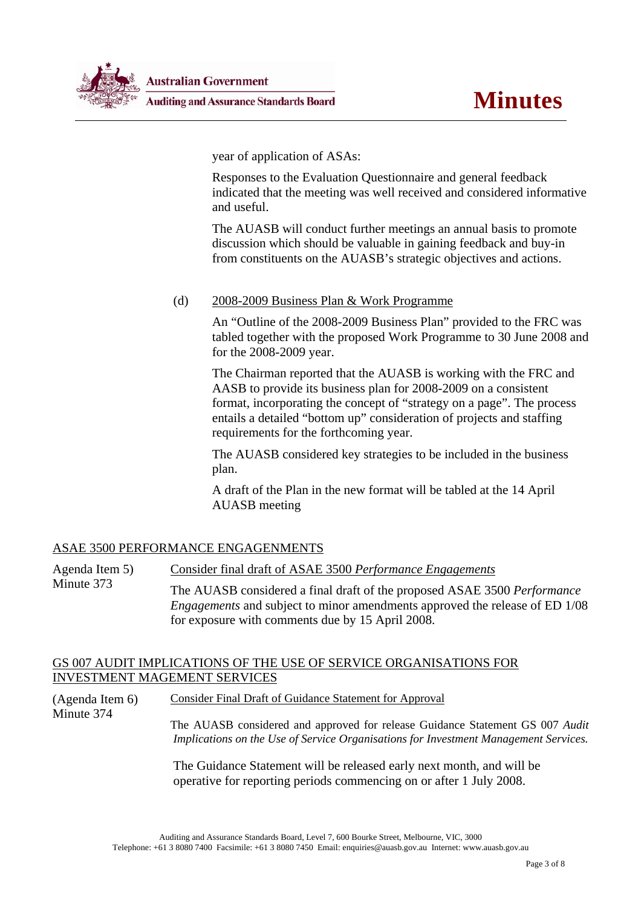year of application of ASAs:

Responses to the Evaluation Questionnaire and general feedback indicated that the meeting was well received and considered informative and useful.

The AUASB will conduct further meetings an annual basis to promote discussion which should be valuable in gaining feedback and buy-in from constituents on the AUASB's strategic objectives and actions.

(d) 2008-2009 Business Plan & Work Programme

An "Outline of the 2008-2009 Business Plan" provided to the FRC was tabled together with the proposed Work Programme to 30 June 2008 and for the 2008-2009 year.

The Chairman reported that the AUASB is working with the FRC and AASB to provide its business plan for 2008-2009 on a consistent format, incorporating the concept of "strategy on a page". The process entails a detailed "bottom up" consideration of projects and staffing requirements for the forthcoming year.

The AUASB considered key strategies to be included in the business plan.

A draft of the Plan in the new format will be tabled at the 14 April AUASB meeting

## ASAE 3500 PERFORMANCE ENGAGENMENTS

Agenda Item 5)
Minute 373

Consider final draft of ASAE 3500 *Performance Engagements*

The AUASB considered a final draft of the proposed ASAE 3500 *Performance Engagements* and subject to minor amendments approved the release of ED 1/08 for exposure with comments due by 15 April 2008.

## GS 007 AUDIT IMPLICATIONS OF THE USE OF SERVICE ORGANISATIONS FOR INVESTMENT MAGEMENT SERVICES

(Agenda Item 6)
Minute 374

Consider Final Draft of Guidance Statement for Approval

The AUASB considered and approved for release Guidance Statement GS 007 *Audit Implications on the Use of Service Organisations for Investment Management Services.*

The Guidance Statement will be released early next month, and will be operative for reporting periods commencing on or after 1 July 2008.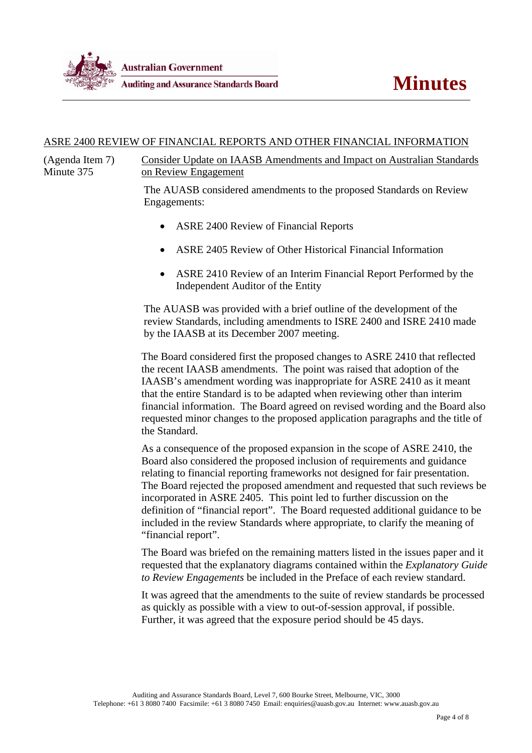## ASRE 2400 REVIEW OF FINANCIAL REPORTS AND OTHER FINANCIAL INFORMATION

(Agenda Item 7)
Minute 375

### Consider Update on IAASB Amendments and Impact on Australian Standards on Review Engagement

The AUASB considered amendments to the proposed Standards on Review Engagements:

- ASRE 2400 Review of Financial Reports
- ASRE 2405 Review of Other Historical Financial Information
- ASRE 2410 Review of an Interim Financial Report Performed by the Independent Auditor of the Entity

The AUASB was provided with a brief outline of the development of the review Standards, including amendments to ISRE 2400 and ISRE 2410 made by the IAASB at its December 2007 meeting.

The Board considered first the proposed changes to ASRE 2410 that reflected the recent IAASB amendments. The point was raised that adoption of the IAASB's amendment wording was inappropriate for ASRE 2410 as it meant that the entire Standard is to be adapted when reviewing other than interim financial information. The Board agreed on revised wording and the Board also requested minor changes to the proposed application paragraphs and the title of the Standard.

As a consequence of the proposed expansion in the scope of ASRE 2410, the Board also considered the proposed inclusion of requirements and guidance relating to financial reporting frameworks not designed for fair presentation. The Board rejected the proposed amendment and requested that such reviews be incorporated in ASRE 2405. This point led to further discussion on the definition of "financial report". The Board requested additional guidance to be included in the review Standards where appropriate, to clarify the meaning of "financial report".

The Board was briefed on the remaining matters listed in the issues paper and it requested that the explanatory diagrams contained within the *Explanatory Guide to Review Engagements* be included in the Preface of each review standard.

It was agreed that the amendments to the suite of review standards be processed as quickly as possible with a view to out-of-session approval, if possible. Further, it was agreed that the exposure period should be 45 days.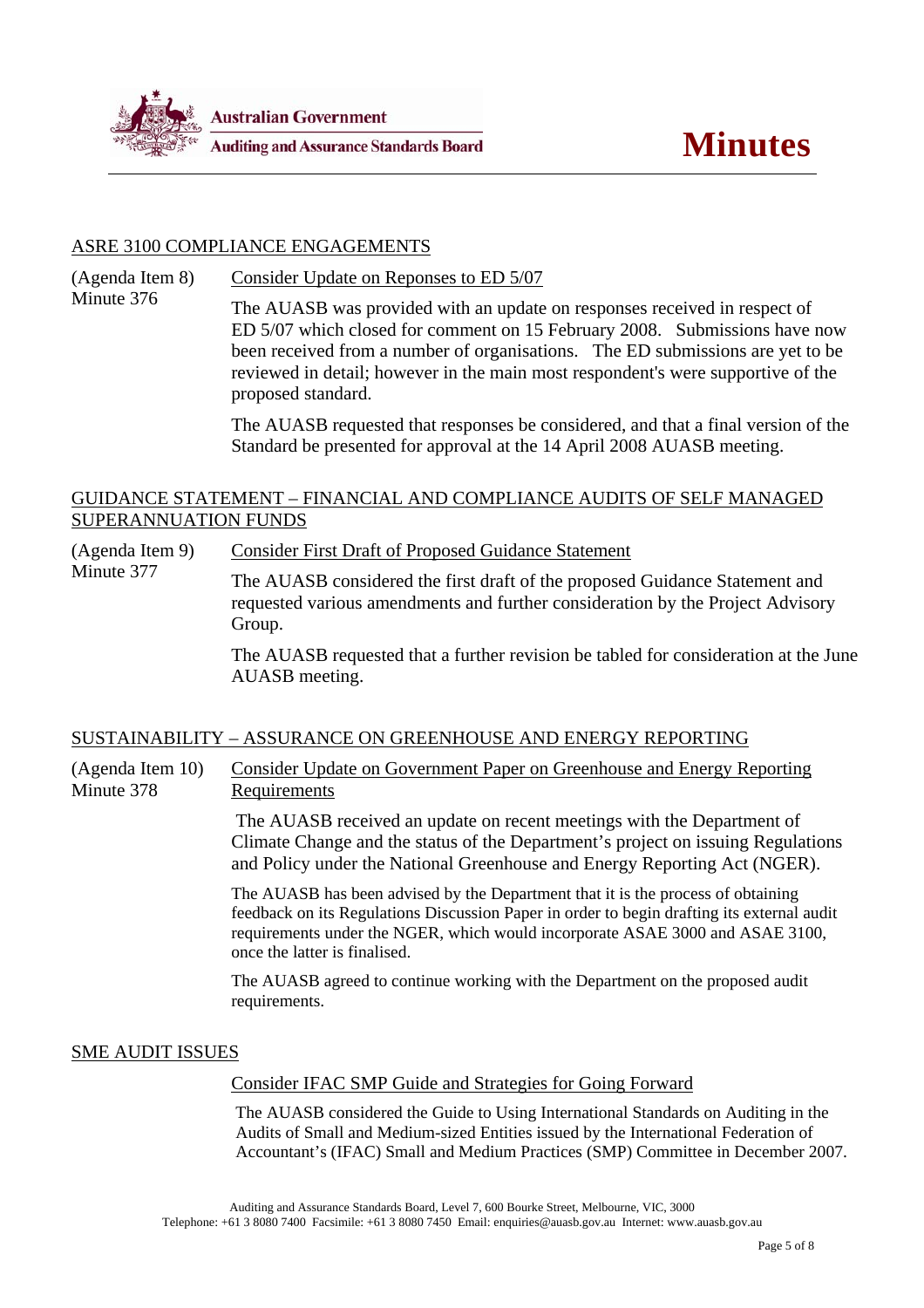## ASRE 3100 COMPLIANCE ENGAGEMENTS

(Agenda Item 8)
Minute 376

**Consider Update on Reponses to ED 5/07**

The AUASB was provided with an update on responses received in respect of ED 5/07 which closed for comment on 15 February 2008. Submissions have now been received from a number of organisations. The ED submissions are yet to be reviewed in detail; however in the main most respondent's were supportive of the proposed standard.

The AUASB requested that responses be considered, and that a final version of the Standard be presented for approval at the 14 April 2008 AUASB meeting.

## GUIDANCE STATEMENT – FINANCIAL AND COMPLIANCE AUDITS OF SELF MANAGED SUPERANNUATION FUNDS

(Agenda Item 9)
Minute 377

**Consider First Draft of Proposed Guidance Statement**

The AUASB considered the first draft of the proposed Guidance Statement and requested various amendments and further consideration by the Project Advisory Group.

The AUASB requested that a further revision be tabled for consideration at the June AUASB meeting.

## SUSTAINABILITY – ASSURANCE ON GREENHOUSE AND ENERGY REPORTING

(Agenda Item 10)
Minute 378

**Consider Update on Government Paper on Greenhouse and Energy Reporting Requirements**

The AUASB received an update on recent meetings with the Department of Climate Change and the status of the Department's project on issuing Regulations and Policy under the National Greenhouse and Energy Reporting Act (NGER).

The AUASB has been advised by the Department that it is the process of obtaining feedback on its Regulations Discussion Paper in order to begin drafting its external audit requirements under the NGER, which would incorporate ASAE 3000 and ASAE 3100, once the latter is finalised.

The AUASB agreed to continue working with the Department on the proposed audit requirements.

## SME AUDIT ISSUES

**Consider IFAC SMP Guide and Strategies for Going Forward**

The AUASB considered the Guide to Using International Standards on Auditing in the Audits of Small and Medium-sized Entities issued by the International Federation of Accountant's (IFAC) Small and Medium Practices (SMP) Committee in December 2007.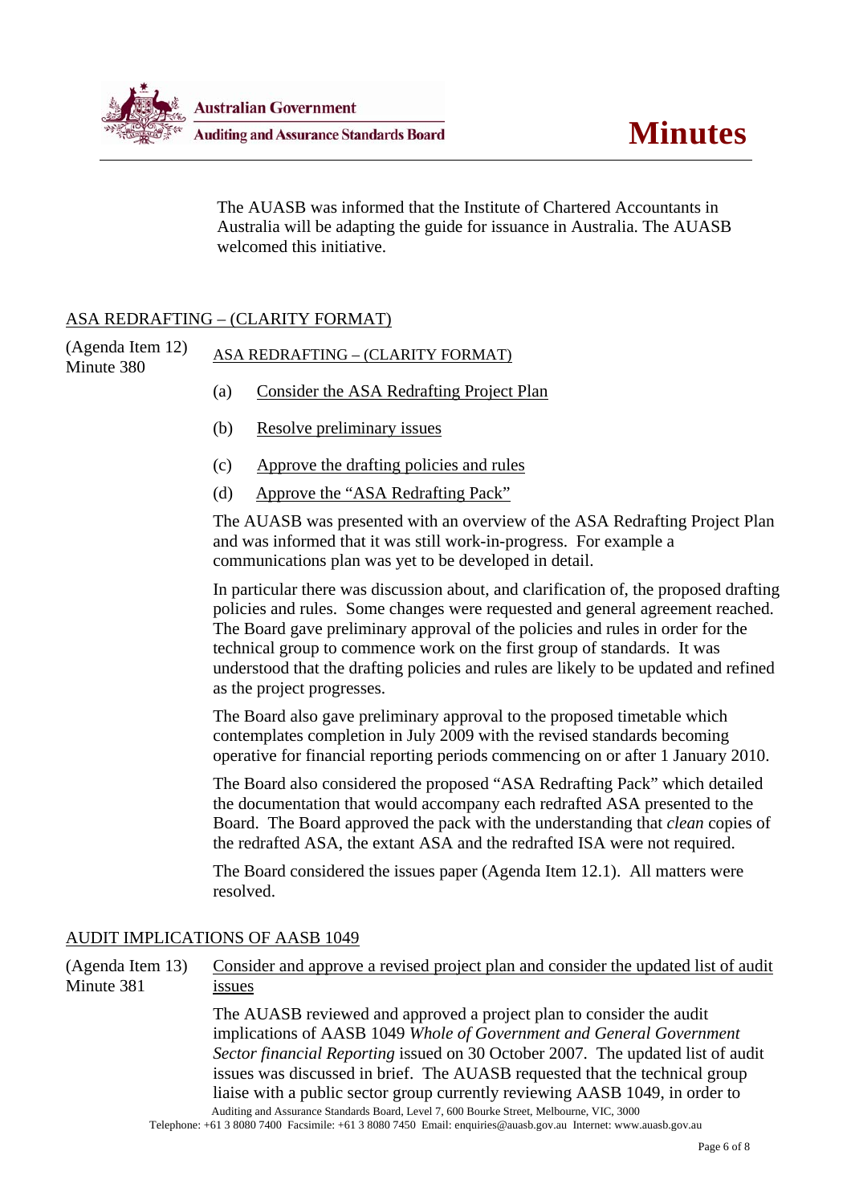The AUASB was informed that the Institute of Chartered Accountants in Australia will be adapting the guide for issuance in Australia. The AUASB welcomed this initiative.

## ASA REDRAFTING – (CLARITY FORMAT)

(Agenda Item 12)
Minute 380

ASA REDRAFTING – (CLARITY FORMAT)

(a) Consider the ASA Redrafting Project Plan

(b) Resolve preliminary issues

(c) Approve the drafting policies and rules

(d) Approve the "ASA Redrafting Pack"

The AUASB was presented with an overview of the ASA Redrafting Project Plan and was informed that it was still work-in-progress. For example a communications plan was yet to be developed in detail.

In particular there was discussion about, and clarification of, the proposed drafting policies and rules. Some changes were requested and general agreement reached. The Board gave preliminary approval of the policies and rules in order for the technical group to commence work on the first group of standards. It was understood that the drafting policies and rules are likely to be updated and refined as the project progresses.

The Board also gave preliminary approval to the proposed timetable which contemplates completion in July 2009 with the revised standards becoming operative for financial reporting periods commencing on or after 1 January 2010.

The Board also considered the proposed "ASA Redrafting Pack" which detailed the documentation that would accompany each redrafted ASA presented to the Board. The Board approved the pack with the understanding that *clean* copies of the redrafted ASA, the extant ASA and the redrafted ISA were not required.

The Board considered the issues paper (Agenda Item 12.1). All matters were resolved.

## AUDIT IMPLICATIONS OF AASB 1049

(Agenda Item 13)
Minute 381

Consider and approve a revised project plan and consider the updated list of audit issues

The AUASB reviewed and approved a project plan to consider the audit implications of AASB 1049 *Whole of Government and General Government Sector financial Reporting* issued on 30 October 2007. The updated list of audit issues was discussed in brief. The AUASB requested that the technical group liaise with a public sector group currently reviewing AASB 1049, in order to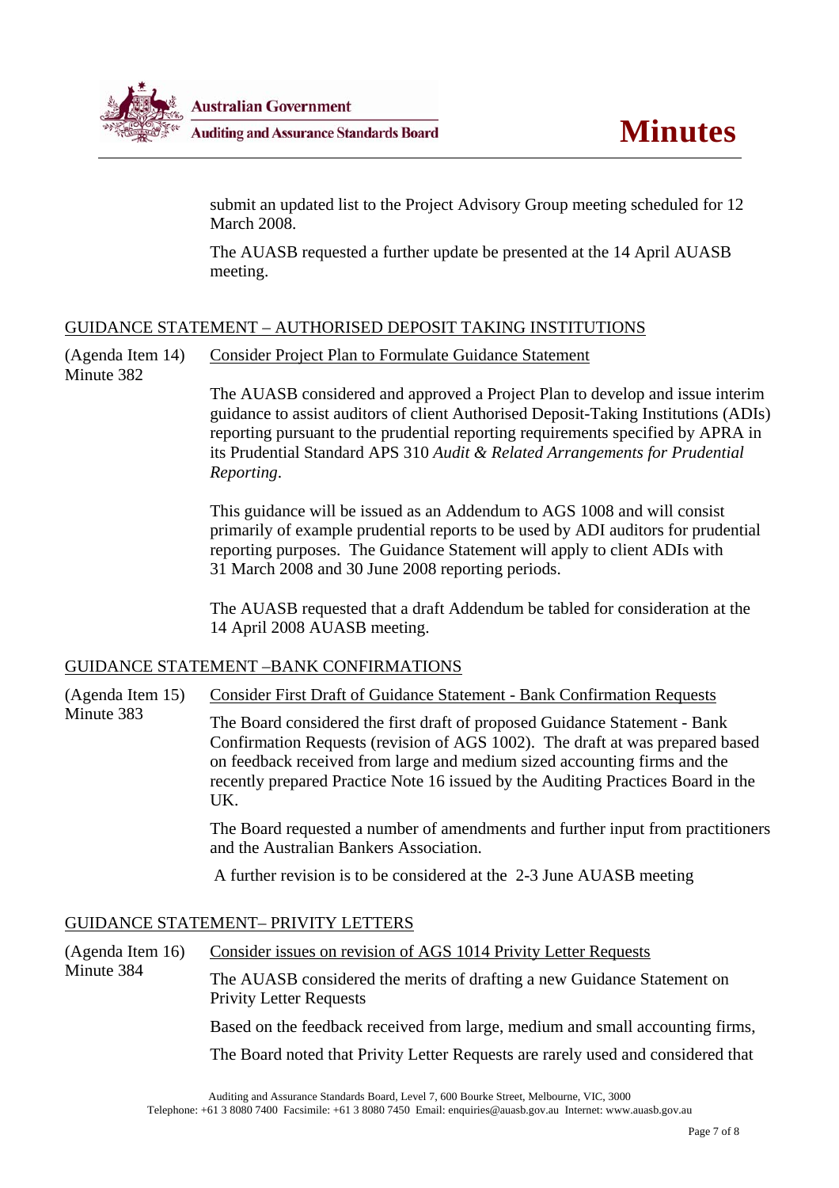submit an updated list to the Project Advisory Group meeting scheduled for 12 March 2008.

The AUASB requested a further update be presented at the 14 April AUASB meeting.

## GUIDANCE STATEMENT – AUTHORISED DEPOSIT TAKING INSTITUTIONS

(Agenda Item 14)
Minute 382

Consider Project Plan to Formulate Guidance Statement

The AUASB considered and approved a Project Plan to develop and issue interim guidance to assist auditors of client Authorised Deposit-Taking Institutions (ADIs) reporting pursuant to the prudential reporting requirements specified by APRA in its Prudential Standard APS 310 *Audit & Related Arrangements for Prudential Reporting*.

This guidance will be issued as an Addendum to AGS 1008 and will consist primarily of example prudential reports to be used by ADI auditors for prudential reporting purposes. The Guidance Statement will apply to client ADIs with 31 March 2008 and 30 June 2008 reporting periods.

The AUASB requested that a draft Addendum be tabled for consideration at the 14 April 2008 AUASB meeting.

## GUIDANCE STATEMENT –BANK CONFIRMATIONS

(Agenda Item 15)
Minute 383

Consider First Draft of Guidance Statement - Bank Confirmation Requests

The Board considered the first draft of proposed Guidance Statement - Bank Confirmation Requests (revision of AGS 1002). The draft at was prepared based on feedback received from large and medium sized accounting firms and the recently prepared Practice Note 16 issued by the Auditing Practices Board in the UK.

The Board requested a number of amendments and further input from practitioners and the Australian Bankers Association.

A further revision is to be considered at the 2-3 June AUASB meeting

## GUIDANCE STATEMENT– PRIVITY LETTERS

(Agenda Item 16)
Minute 384

Consider issues on revision of AGS 1014 Privity Letter Requests

The AUASB considered the merits of drafting a new Guidance Statement on Privity Letter Requests

Based on the feedback received from large, medium and small accounting firms,

The Board noted that Privity Letter Requests are rarely used and considered that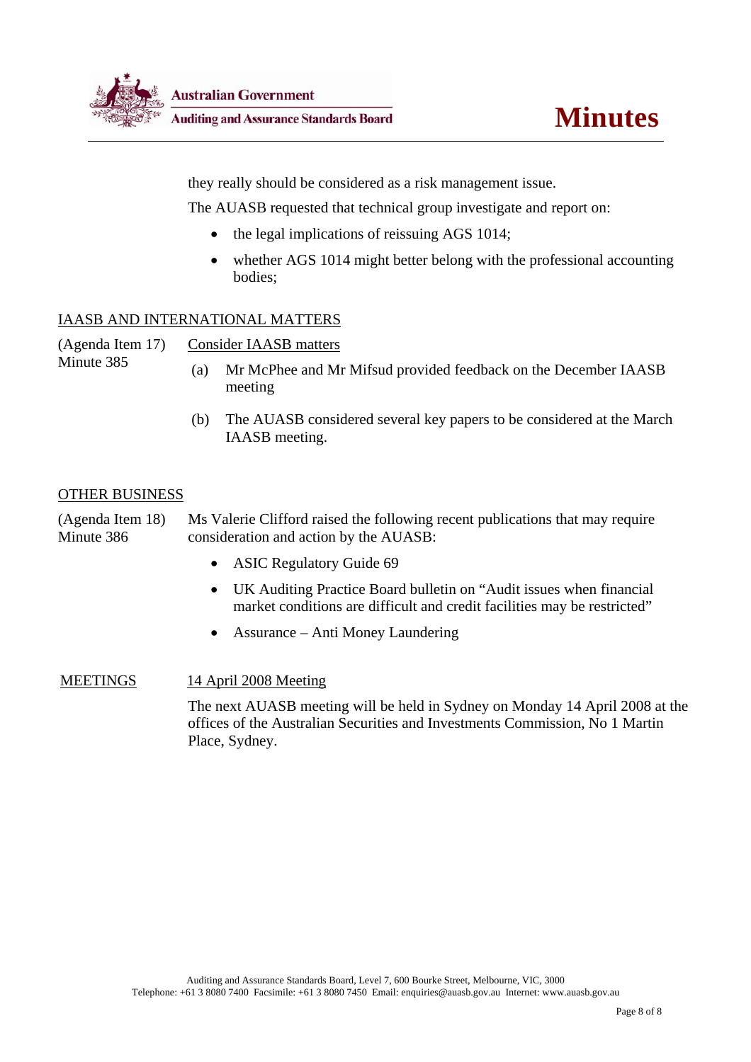they really should be considered as a risk management issue.

The AUASB requested that technical group investigate and report on:

- the legal implications of reissuing AGS 1014;
- whether AGS 1014 might better belong with the professional accounting bodies;

## IAASB AND INTERNATIONAL MATTERS

(Agenda Item 17)
Minute 385

Consider IAASB matters

(a) Mr McPhee and Mr Mifsud provided feedback on the December IAASB meeting

(b) The AUASB considered several key papers to be considered at the March IAASB meeting.

## OTHER BUSINESS

(Agenda Item 18)
Minute 386

Ms Valerie Clifford raised the following recent publications that may require consideration and action by the AUASB:

- ASIC Regulatory Guide 69
- UK Auditing Practice Board bulletin on "Audit issues when financial market conditions are difficult and credit facilities may be restricted"
- Assurance – Anti Money Laundering

## MEETINGS

14 April 2008 Meeting

The next AUASB meeting will be held in Sydney on Monday 14 April 2008 at the offices of the Australian Securities and Investments Commission, No 1 Martin Place, Sydney.